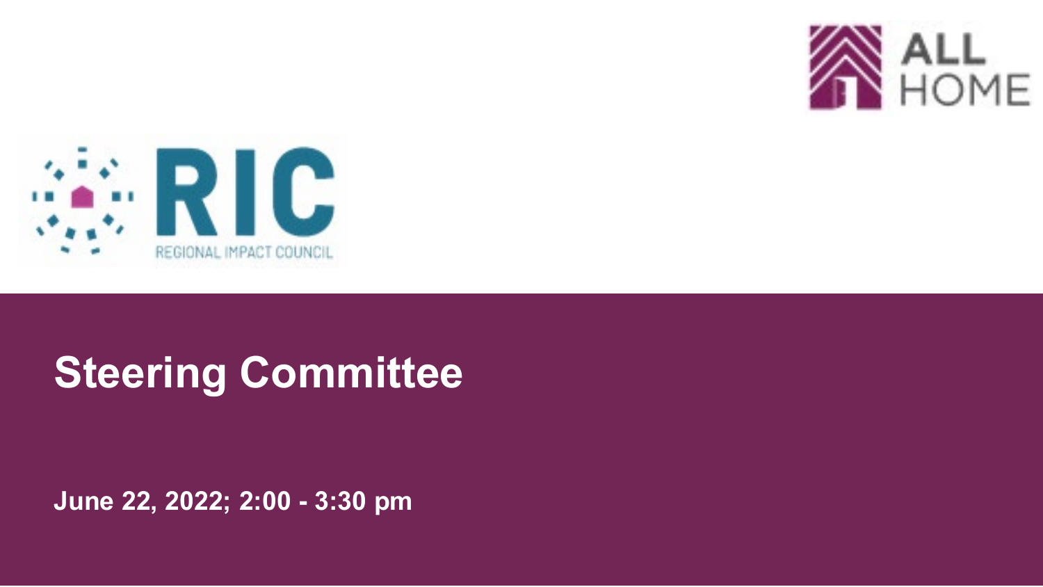ALL HOME

RIC
REGIONAL IMPACT COUNCIL

# Steering Committee

**June 22, 2022; 2:00 - 3:30 pm**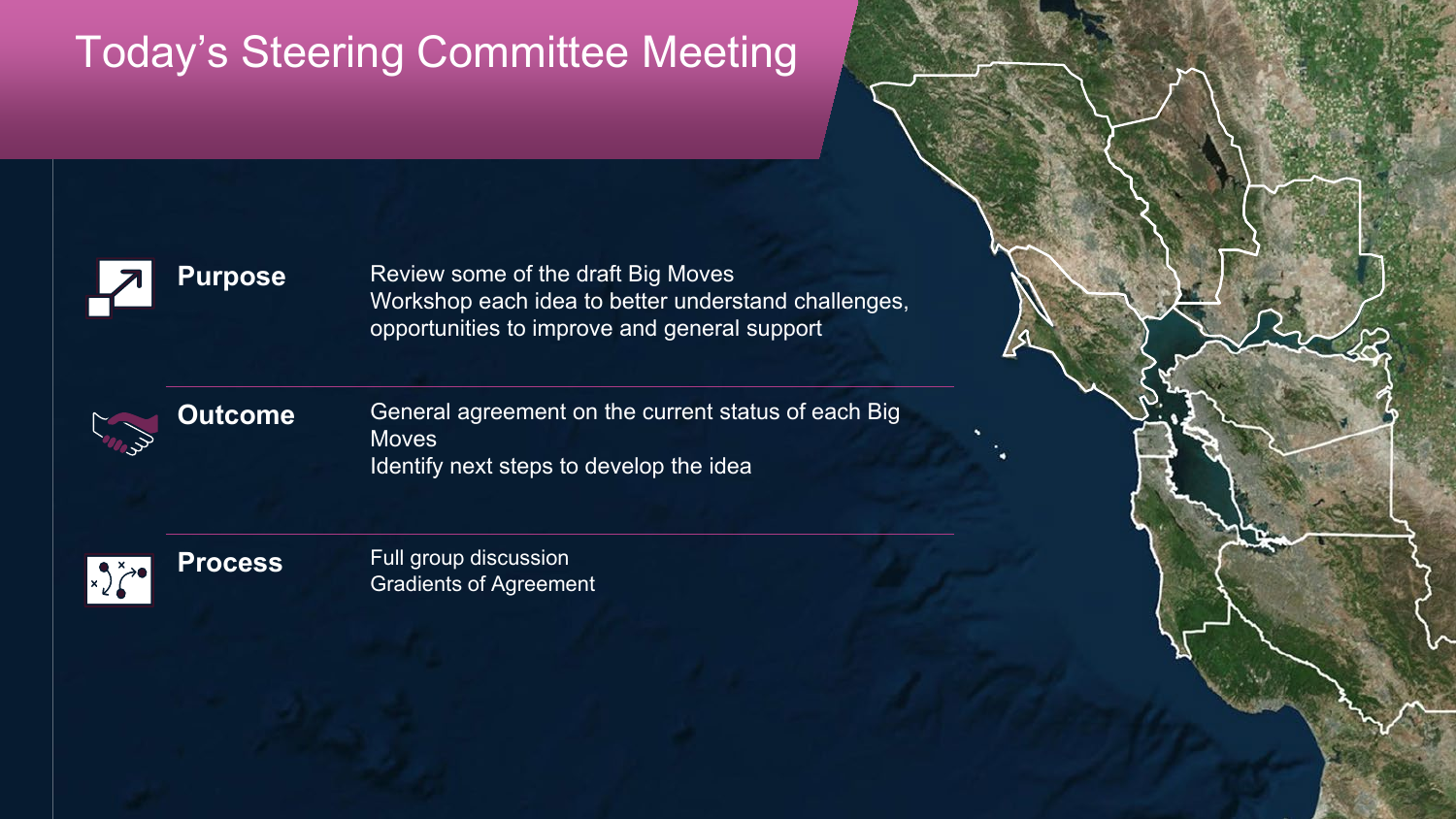# Today's Steering Committee Meeting

**Purpose**

Review some of the draft Big Moves
Workshop each idea to better understand challenges, opportunities to improve and general support

**Outcome**

General agreement on the current status of each Big Moves
Identify next steps to develop the idea

**Process**

Full group discussion
Gradients of Agreement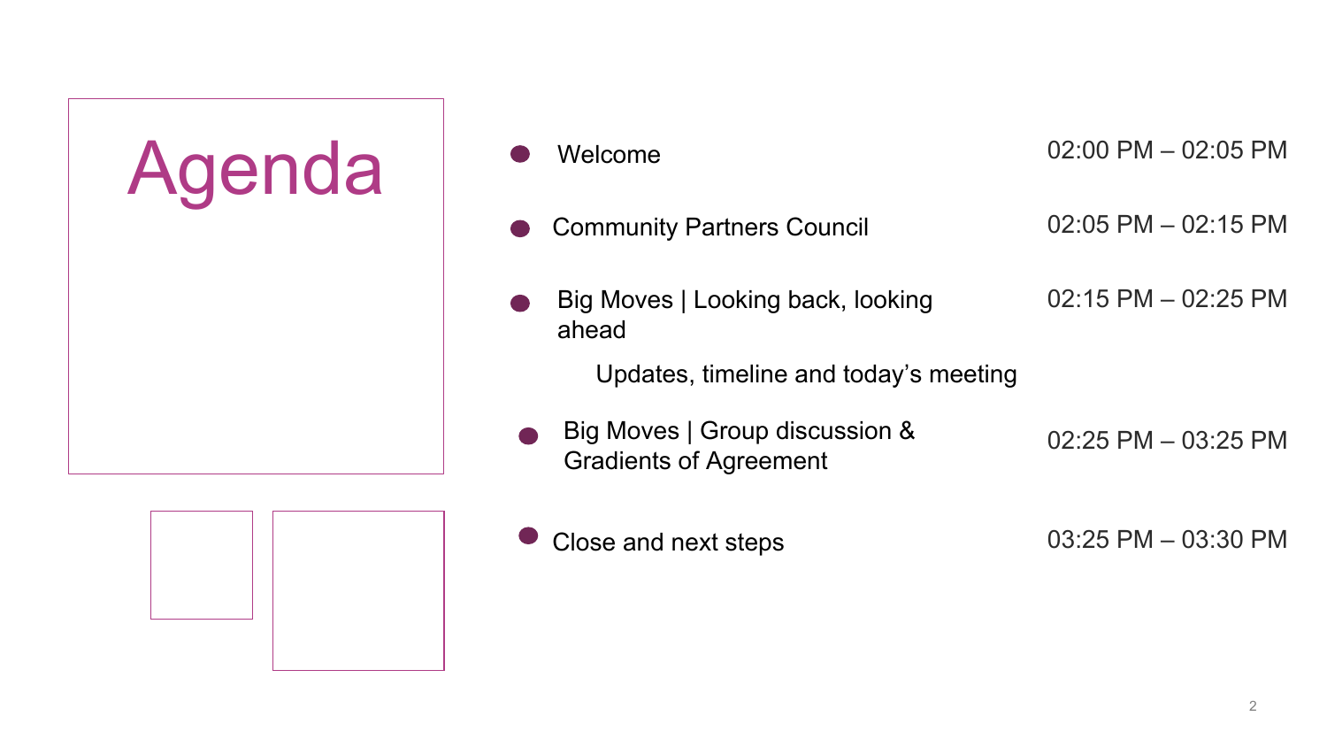# Agenda

| Item | Time |
| --- | --- |
| Welcome | 02:00 PM – 02:05 PM |
| Community Partners Council | 02:05 PM – 02:15 PM |
| Big Moves \| Looking back, looking ahead<br>Updates, timeline and today's meeting | 02:15 PM – 02:25 PM |
| Big Moves \| Group discussion & Gradients of Agreement | 02:25 PM – 03:25 PM |
| Close and next steps | 03:25 PM – 03:30 PM |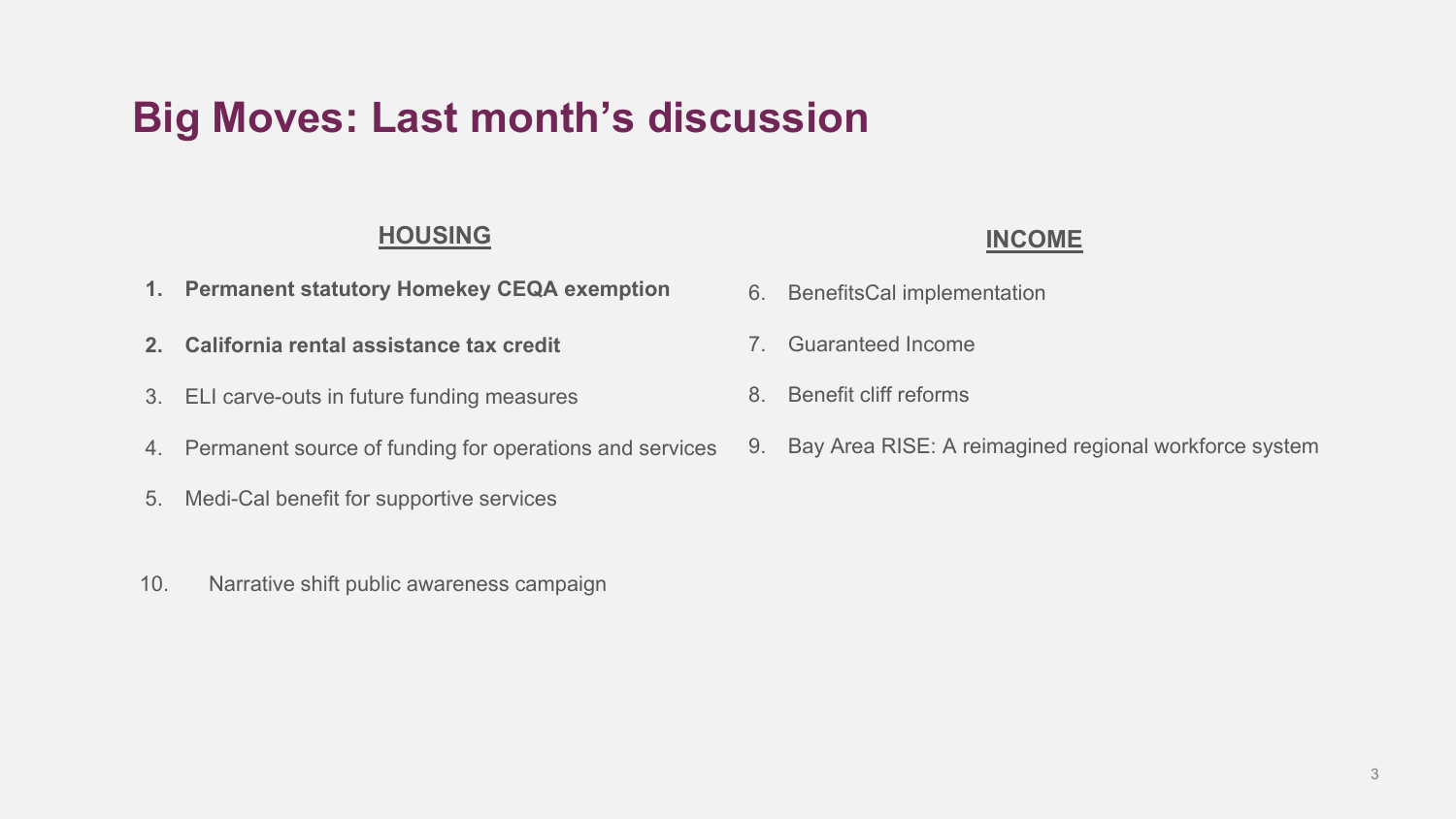# Big Moves: Last month's discussion

**HOUSING**

1. **Permanent statutory Homekey CEQA exemption**
2. **California rental assistance tax credit**
3. ELI carve-outs in future funding measures
4. Permanent source of funding for operations and services
5. Medi-Cal benefit for supportive services

**INCOME**

6. BenefitsCal implementation
7. Guaranteed Income
8. Benefit cliff reforms
9. Bay Area RISE: A reimagined regional workforce system

10. Narrative shift public awareness campaign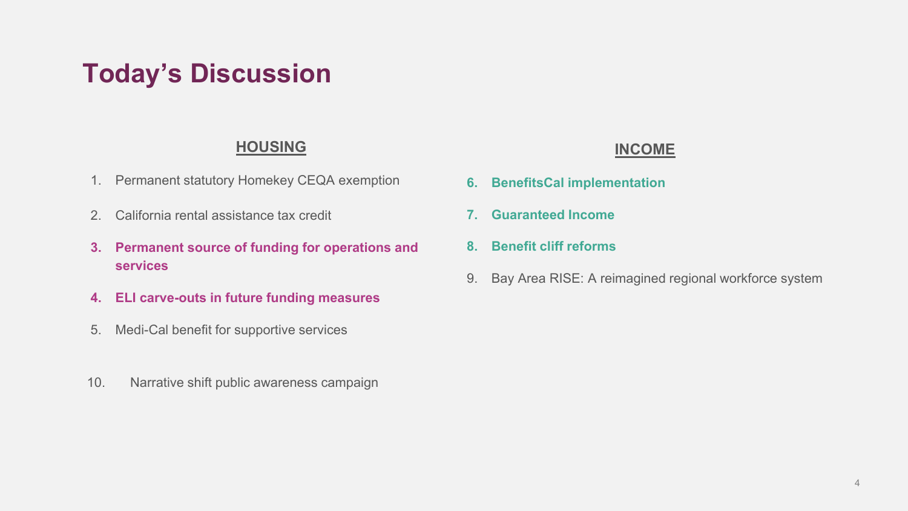# Today's Discussion

## HOUSING

1. Permanent statutory Homekey CEQA exemption
2. California rental assistance tax credit
3. **Permanent source of funding for operations and services**
4. **ELI carve-outs in future funding measures**
5. Medi-Cal benefit for supportive services

10. Narrative shift public awareness campaign

## INCOME

6. **BenefitsCal implementation**
7. **Guaranteed Income**
8. **Benefit cliff reforms**
9. Bay Area RISE: A reimagined regional workforce system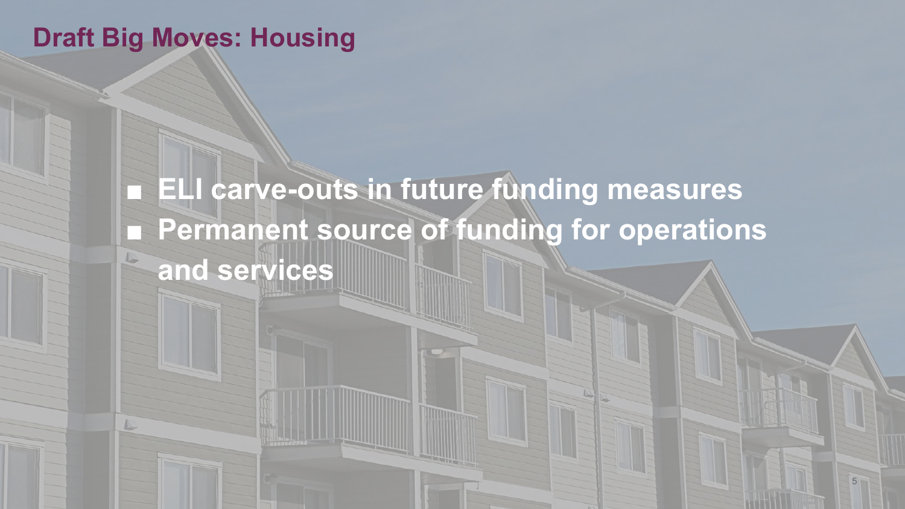# Draft Big Moves: Housing

- ELI carve-outs in future funding measures
- Permanent source of funding for operations and services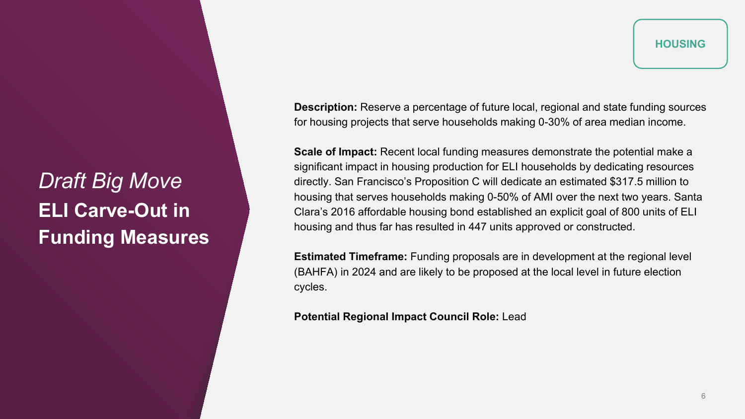HOUSING

*Draft Big Move*

# ELI Carve-Out in Funding Measures

**Description:** Reserve a percentage of future local, regional and state funding sources for housing projects that serve households making 0-30% of area median income.

**Scale of Impact:** Recent local funding measures demonstrate the potential make a significant impact in housing production for ELI households by dedicating resources directly. San Francisco's Proposition C will dedicate an estimated $317.5 million to housing that serves households making 0-50% of AMI over the next two years. Santa Clara's 2016 affordable housing bond established an explicit goal of 800 units of ELI housing and thus far has resulted in 447 units approved or constructed.

**Estimated Timeframe:** Funding proposals are in development at the regional level (BAHFA) in 2024 and are likely to be proposed at the local level in future election cycles.

**Potential Regional Impact Council Role:** Lead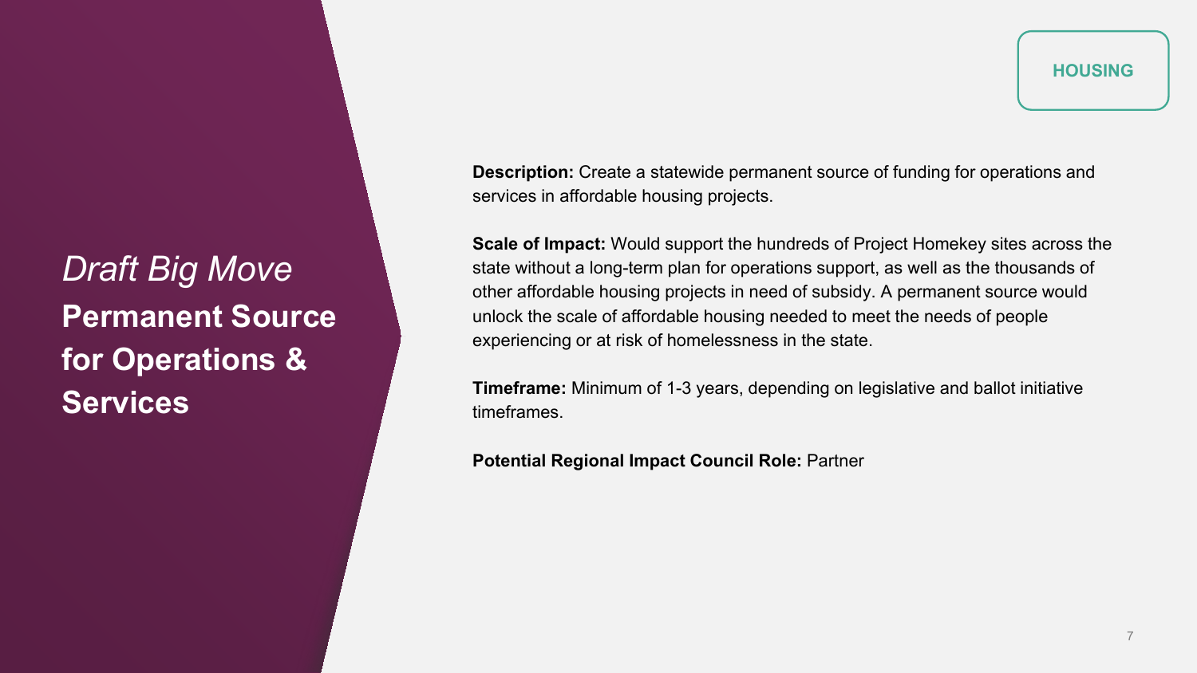HOUSING

*Draft Big Move*

# Permanent Source for Operations & Services

**Description:** Create a statewide permanent source of funding for operations and services in affordable housing projects.

**Scale of Impact:** Would support the hundreds of Project Homekey sites across the state without a long-term plan for operations support, as well as the thousands of other affordable housing projects in need of subsidy. A permanent source would unlock the scale of affordable housing needed to meet the needs of people experiencing or at risk of homelessness in the state.

**Timeframe:** Minimum of 1-3 years, depending on legislative and ballot initiative timeframes.

**Potential Regional Impact Council Role:** Partner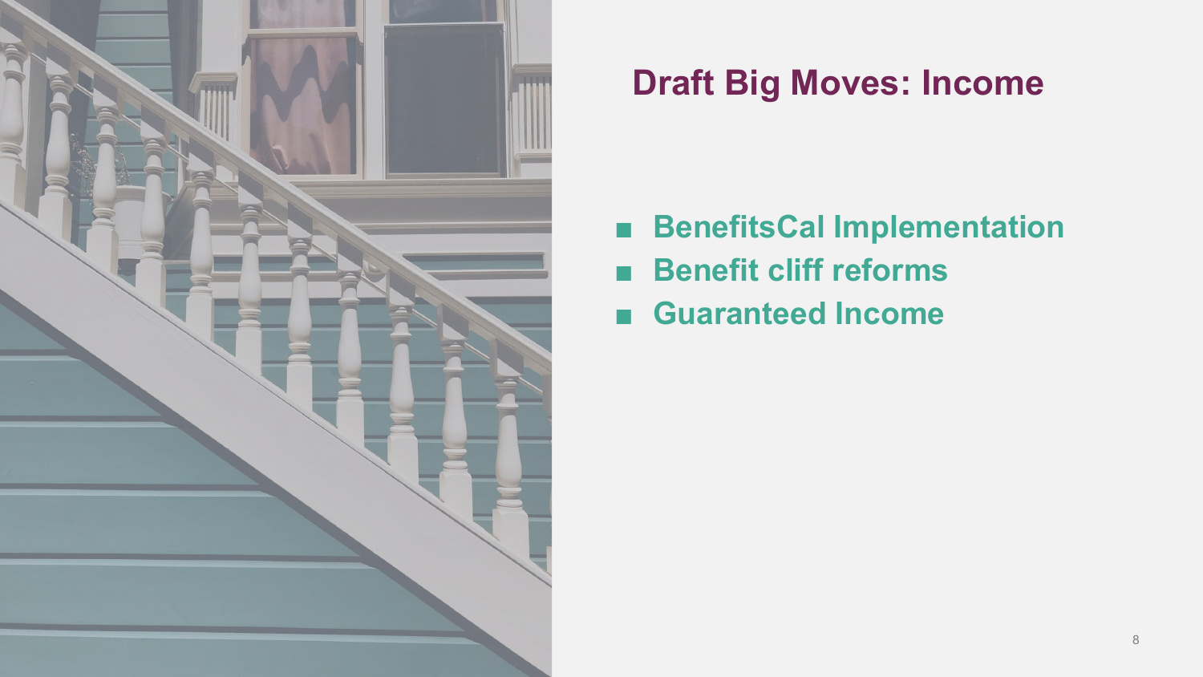# Draft Big Moves: Income

- BenefitsCal Implementation
- Benefit cliff reforms
- Guaranteed Income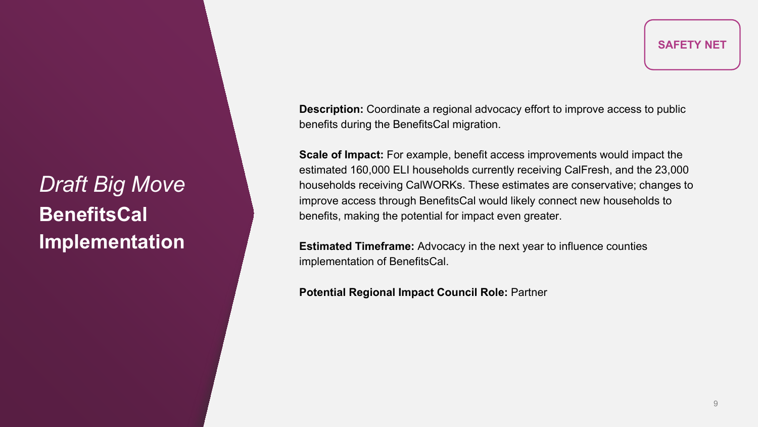SAFETY NET

# *Draft Big Move* **BenefitsCal Implementation**

**Description:** Coordinate a regional advocacy effort to improve access to public benefits during the BenefitsCal migration.

**Scale of Impact:** For example, benefit access improvements would impact the estimated 160,000 ELI households currently receiving CalFresh, and the 23,000 households receiving CalWORKs. These estimates are conservative; changes to improve access through BenefitsCal would likely connect new households to benefits, making the potential for impact even greater.

**Estimated Timeframe:** Advocacy in the next year to influence counties implementation of BenefitsCal.

**Potential Regional Impact Council Role:** Partner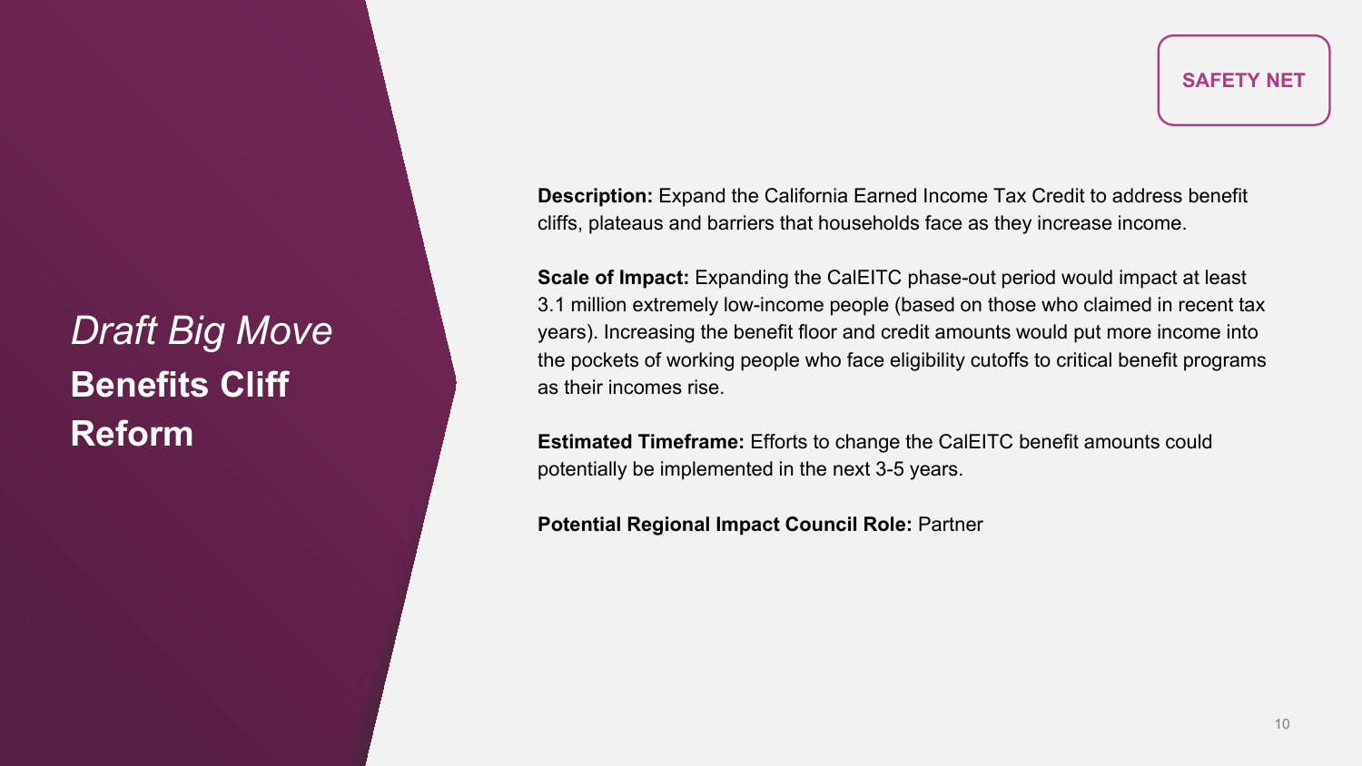SAFETY NET

# *Draft Big Move*
# **Benefits Cliff Reform**

**Description:** Expand the California Earned Income Tax Credit to address benefit cliffs, plateaus and barriers that households face as they increase income.

**Scale of Impact:** Expanding the CalEITC phase-out period would impact at least 3.1 million extremely low-income people (based on those who claimed in recent tax years). Increasing the benefit floor and credit amounts would put more income into the pockets of working people who face eligibility cutoffs to critical benefit programs as their incomes rise.

**Estimated Timeframe:** Efforts to change the CalEITC benefit amounts could potentially be implemented in the next 3-5 years.

**Potential Regional Impact Council Role:** Partner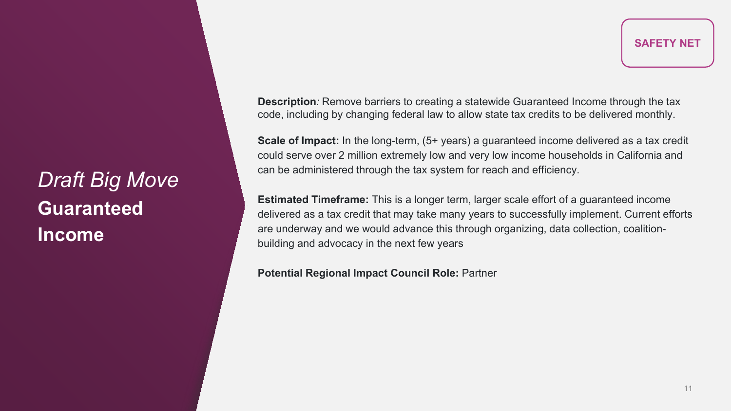SAFETY NET

# *Draft Big Move* **Guaranteed Income**

**Description***:* Remove barriers to creating a statewide Guaranteed Income through the tax code, including by changing federal law to allow state tax credits to be delivered monthly.

**Scale of Impact:** In the long-term, (5+ years) a guaranteed income delivered as a tax credit could serve over 2 million extremely low and very low income households in California and can be administered through the tax system for reach and efficiency.

**Estimated Timeframe:** This is a longer term, larger scale effort of a guaranteed income delivered as a tax credit that may take many years to successfully implement. Current efforts are underway and we would advance this through organizing, data collection, coalition-building and advocacy in the next few years

**Potential Regional Impact Council Role:** Partner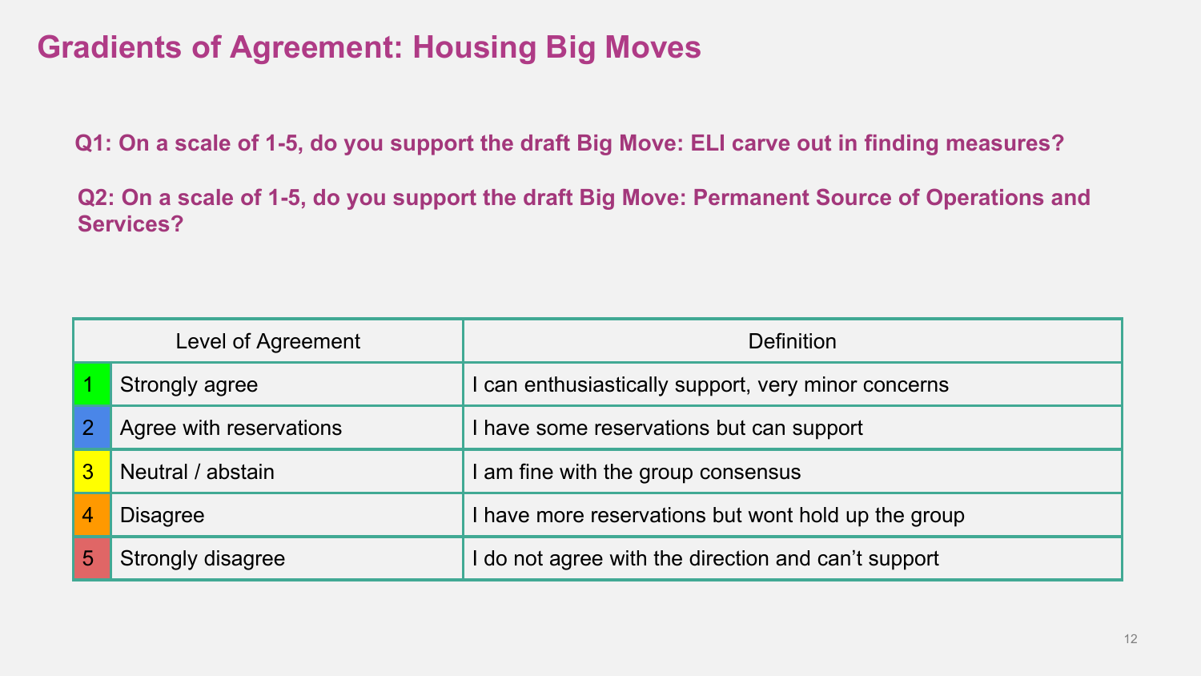# Gradients of Agreement: Housing Big Moves

**Q1: On a scale of 1-5, do you support the draft Big Move: ELI carve out in finding measures?**

**Q2: On a scale of 1-5, do you support the draft Big Move: Permanent Source of Operations and Services?**

| Level of Agreement | | Definition |
|---|---|---|
| 1 | Strongly agree | I can enthusiastically support, very minor concerns |
| 2 | Agree with reservations | I have some reservations but can support |
| 3 | Neutral / abstain | I am fine with the group consensus |
| 4 | Disagree | I have more reservations but wont hold up the group |
| 5 | Strongly disagree | I do not agree with the direction and can't support |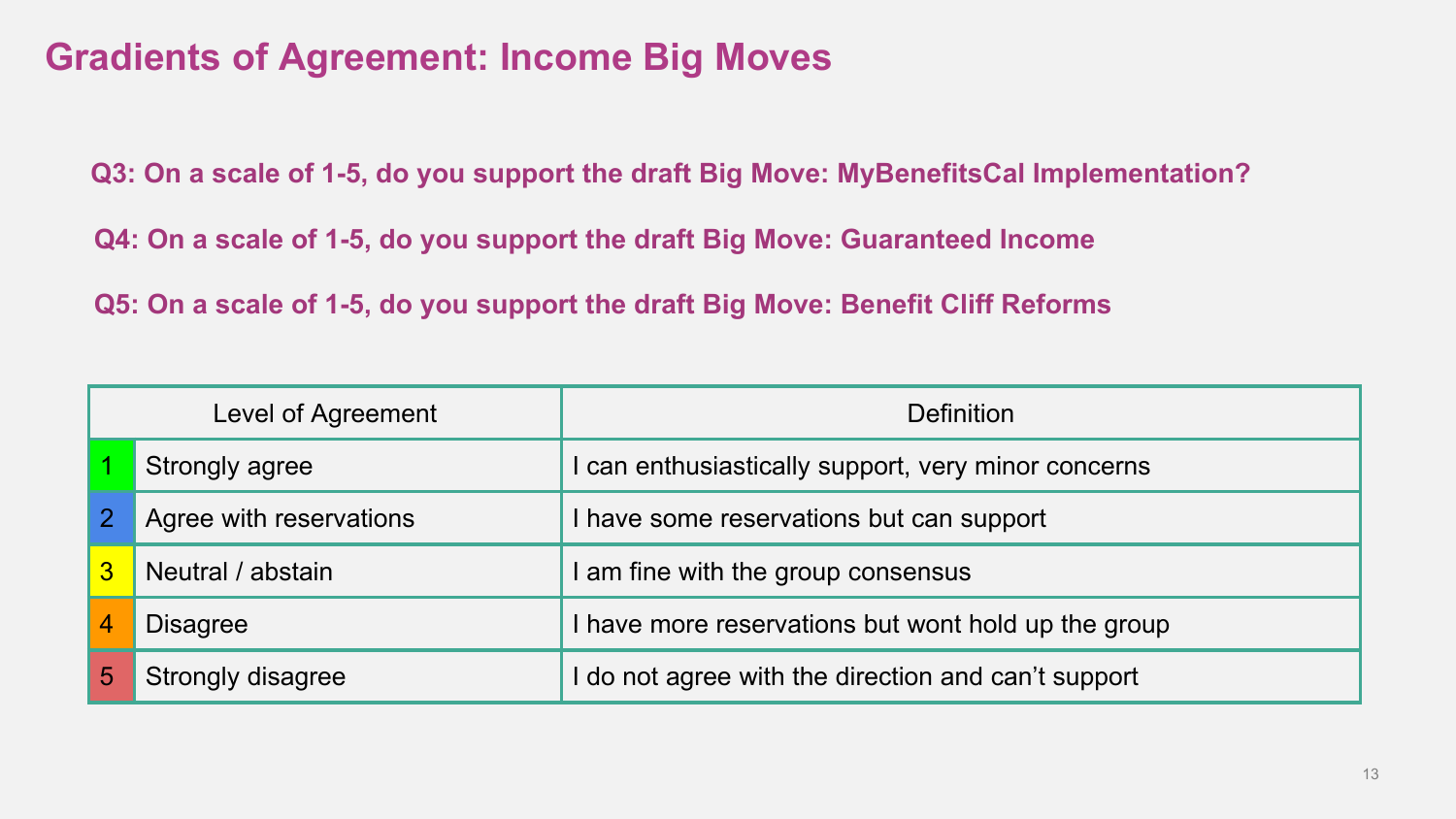# Gradients of Agreement: Income Big Moves

**Q3: On a scale of 1-5, do you support the draft Big Move: MyBenefitsCal Implementation?**

**Q4: On a scale of 1-5, do you support the draft Big Move: Guaranteed Income**

**Q5: On a scale of 1-5, do you support the draft Big Move: Benefit Cliff Reforms**

| Level of Agreement | | Definition |
|---|---|---|
| 1 | Strongly agree | I can enthusiastically support, very minor concerns |
| 2 | Agree with reservations | I have some reservations but can support |
| 3 | Neutral / abstain | I am fine with the group consensus |
| 4 | Disagree | I have more reservations but wont hold up the group |
| 5 | Strongly disagree | I do not agree with the direction and can't support |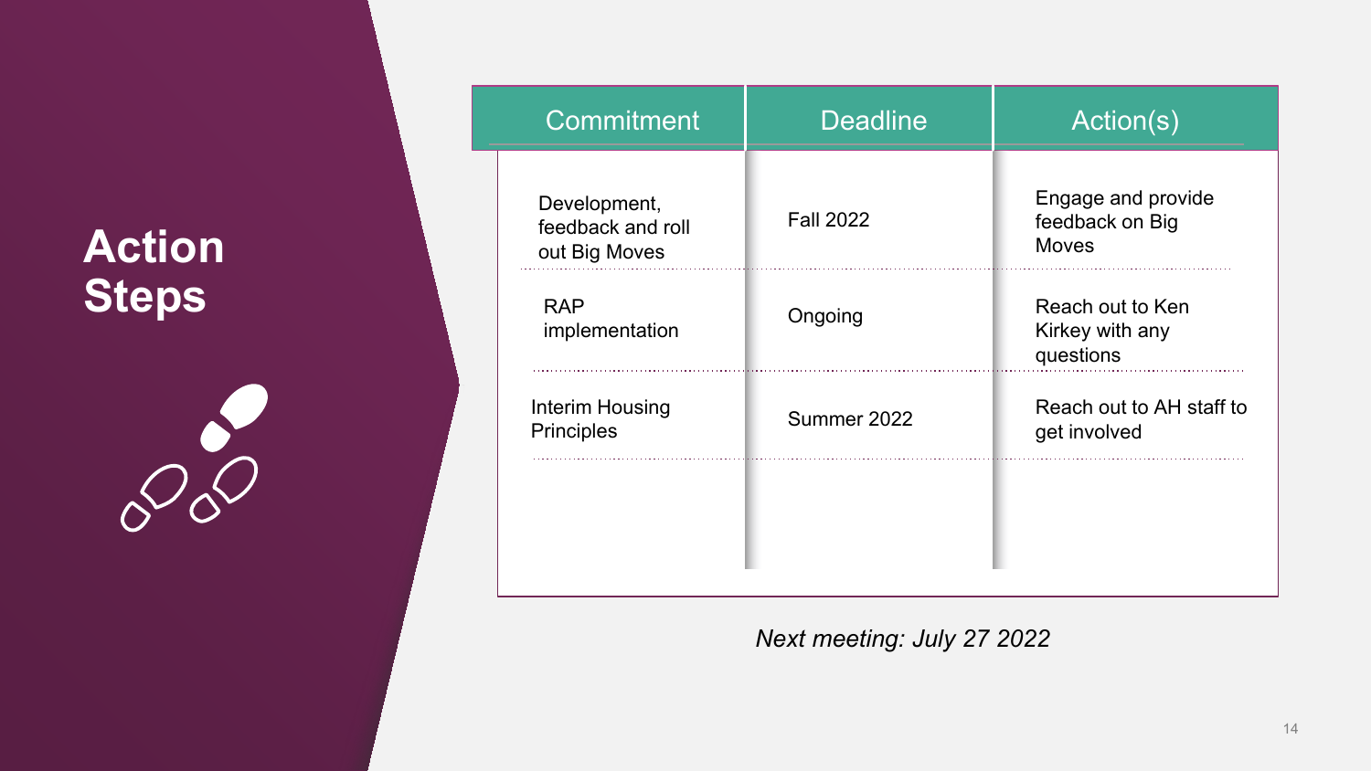# Action Steps

| Commitment | Deadline | Action(s) |
|---|---|---|
| Development, feedback and roll out Big Moves | Fall 2022 | Engage and provide feedback on Big Moves |
| RAP implementation | Ongoing | Reach out to Ken Kirkey with any questions |
| Interim Housing Principles | Summer 2022 | Reach out to AH staff to get involved |

*Next meeting: July 27 2022*